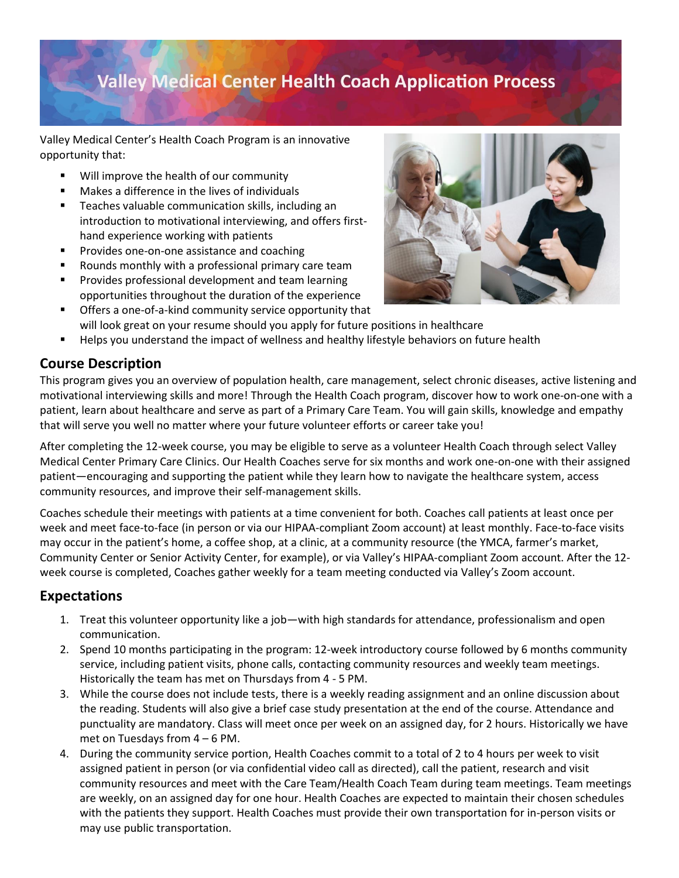# Valley Medical Center Health Coach Application Process

Valley Medical Center's Health Coach Program is an innovative opportunity that:

- Will improve the health of our community
- Makes a difference in the lives of individuals
- Teaches valuable communication skills, including an introduction to motivational interviewing, and offers first-hand experience working with patients
- Provides one-on-one assistance and coaching
- Rounds monthly with a professional primary care team
- Provides professional development and team learning opportunities throughout the duration of the experience
- Offers a one-of-a-kind community service opportunity that will look great on your resume should you apply for future positions in healthcare
- Helps you understand the impact of wellness and healthy lifestyle behaviors on future health

## Course Description

This program gives you an overview of population health, care management, select chronic diseases, active listening and motivational interviewing skills and more! Through the Health Coach program, discover how to work one-on-one with a patient, learn about healthcare and serve as part of a Primary Care Team. You will gain skills, knowledge and empathy that will serve you well no matter where your future volunteer efforts or career take you!

After completing the 12-week course, you may be eligible to serve as a volunteer Health Coach through select Valley Medical Center Primary Care Clinics. Our Health Coaches serve for six months and work one-on-one with their assigned patient—encouraging and supporting the patient while they learn how to navigate the healthcare system, access community resources, and improve their self-management skills.

Coaches schedule their meetings with patients at a time convenient for both. Coaches call patients at least once per week and meet face-to-face (in person or via our HIPAA-compliant Zoom account) at least monthly. Face-to-face visits may occur in the patient's home, a coffee shop, at a clinic, at a community resource (the YMCA, farmer's market, Community Center or Senior Activity Center, for example), or via Valley's HIPAA-compliant Zoom account. After the 12-week course is completed, Coaches gather weekly for a team meeting conducted via Valley's Zoom account.

## Expectations

1. Treat this volunteer opportunity like a job—with high standards for attendance, professionalism and open communication.
2. Spend 10 months participating in the program: 12-week introductory course followed by 6 months community service, including patient visits, phone calls, contacting community resources and weekly team meetings. Historically the team has met on Thursdays from 4 - 5 PM.
3. While the course does not include tests, there is a weekly reading assignment and an online discussion about the reading. Students will also give a brief case study presentation at the end of the course. Attendance and punctuality are mandatory. Class will meet once per week on an assigned day, for 2 hours. Historically we have met on Tuesdays from 4 – 6 PM.
4. During the community service portion, Health Coaches commit to a total of 2 to 4 hours per week to visit assigned patient in person (or via confidential video call as directed), call the patient, research and visit community resources and meet with the Care Team/Health Coach Team during team meetings. Team meetings are weekly, on an assigned day for one hour. Health Coaches are expected to maintain their chosen schedules with the patients they support. Health Coaches must provide their own transportation for in-person visits or may use public transportation.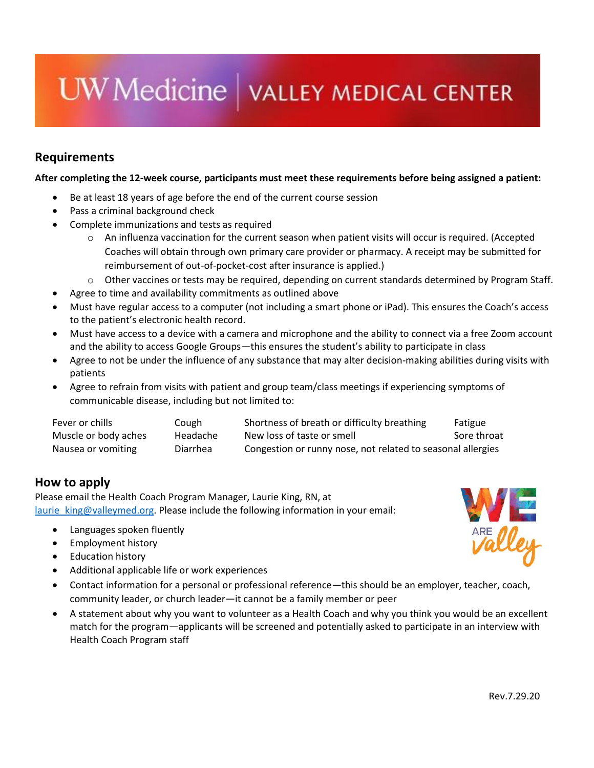UW Medicine | VALLEY MEDICAL CENTER

## Requirements

**After completing the 12-week course, participants must meet these requirements before being assigned a patient:**

- Be at least 18 years of age before the end of the current course session
- Pass a criminal background check
- Complete immunizations and tests as required
    - An influenza vaccination for the current season when patient visits will occur is required. (Accepted Coaches will obtain through own primary care provider or pharmacy. A receipt may be submitted for reimbursement of out-of-pocket-cost after insurance is applied.)
    - Other vaccines or tests may be required, depending on current standards determined by Program Staff.
- Agree to time and availability commitments as outlined above
- Must have regular access to a computer (not including a smart phone or iPad). This ensures the Coach's access to the patient's electronic health record.
- Must have access to a device with a camera and microphone and the ability to connect via a free Zoom account and the ability to access Google Groups—this ensures the student's ability to participate in class
- Agree to not be under the influence of any substance that may alter decision-making abilities during visits with patients
- Agree to refrain from visits with patient and group team/class meetings if experiencing symptoms of communicable disease, including but not limited to:

| | | | |
|---|---|---|---|
| Fever or chills | Cough | Shortness of breath or difficulty breathing | Fatigue |
| Muscle or body aches | Headache | New loss of taste or smell | Sore throat |
| Nausea or vomiting | Diarrhea | Congestion or runny nose, not related to seasonal allergies | |

## How to apply

Please email the Health Coach Program Manager, Laurie King, RN, at laurie_king@valleymed.org. Please include the following information in your email:

- Languages spoken fluently
- Employment history
- Education history
- Additional applicable life or work experiences
- Contact information for a personal or professional reference—this should be an employer, teacher, coach, community leader, or church leader—it cannot be a family member or peer
- A statement about why you want to volunteer as a Health Coach and why you think you would be an excellent match for the program—applicants will be screened and potentially asked to participate in an interview with Health Coach Program staff

WE ARE valley

Rev.7.29.20